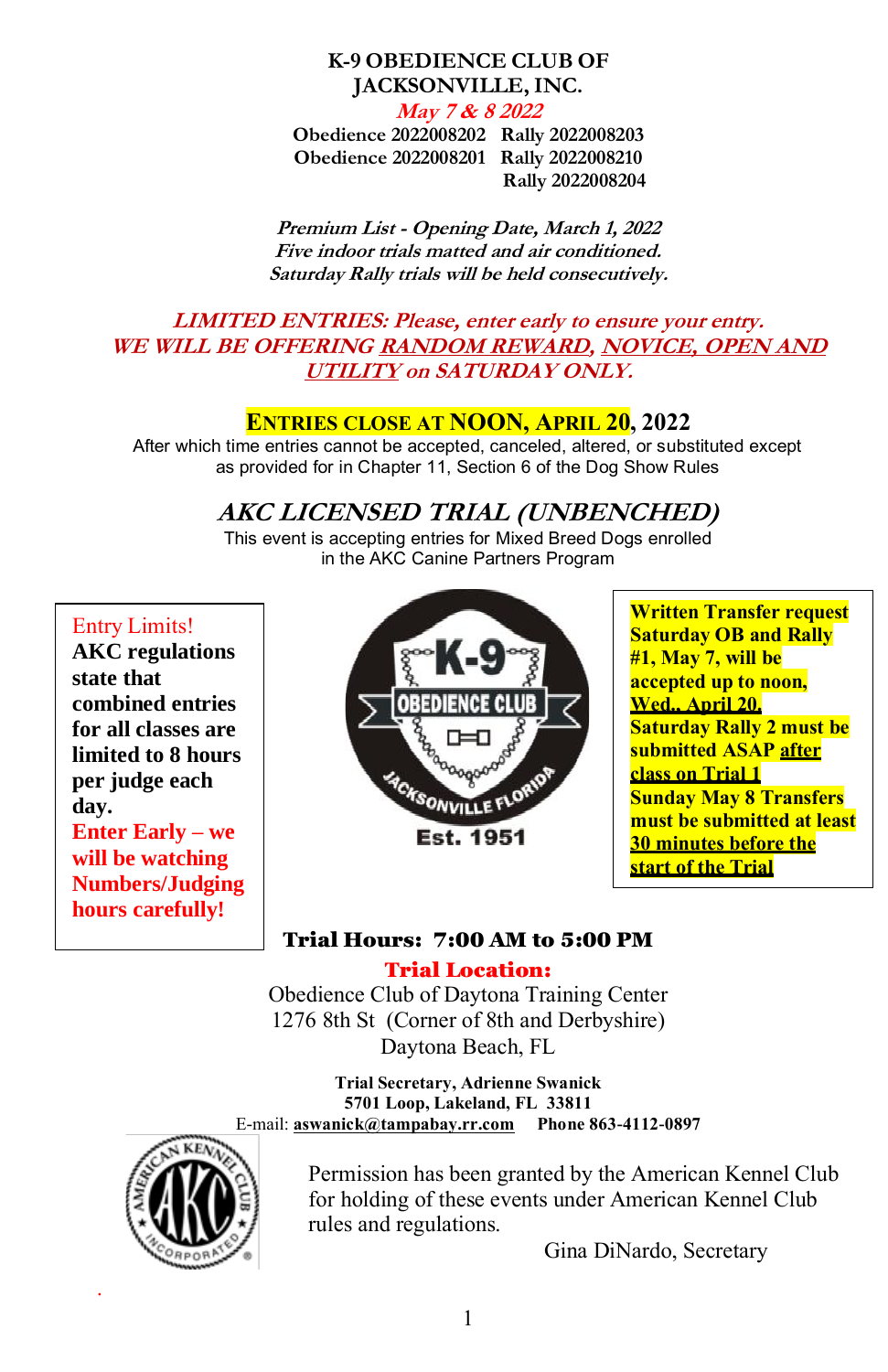# K-9 OBEDIENCE CLUB OF JACKSONVILLE, INC.

*May 7 & 8 2022*

**Obedience 2022008202 Rally 2022008203**
**Obedience 2022008201 Rally 2022008210**
**Rally 2022008204**

***Premium List - Opening Date, March 1, 2022***
***Five indoor trials matted and air conditioned.***
***Saturday Rally trials will be held consecutively.***

*LIMITED ENTRIES: Please, enter early to ensure your entry.*
*WE WILL BE OFFERING RANDOM REWARD, NOVICE, OPEN AND UTILITY on SATURDAY ONLY.*

## ENTRIES CLOSE AT NOON, APRIL 20, 2022

After which time entries cannot be accepted, canceled, altered, or substituted except as provided for in Chapter 11, Section 6 of the Dog Show Rules

## *AKC LICENSED TRIAL (UNBENCHED)*

This event is accepting entries for Mixed Breed Dogs enrolled in the AKC Canine Partners Program

Entry Limits!
**AKC regulations state that combined entries for all classes are limited to 8 hours per judge each day.**
**Enter Early – we will be watching Numbers/Judging hours carefully!**

K-9 OBEDIENCE CLUB JACKSONVILLE FLORIDA Est. 1951

**Written Transfer request Saturday OB and Rally #1, May 7, will be accepted up to noon, Wed., April 20.**
**Saturday Rally 2 must be submitted ASAP after class on Trial 1**
**Sunday May 8 Transfers must be submitted at least 30 minutes before the start of the Trial**

**Trial Hours: 7:00 AM to 5:00 PM**

**Trial Location:**
Obedience Club of Daytona Training Center
1276 8th St (Corner of 8th and Derbyshire)
Daytona Beach, FL

**Trial Secretary, Adrienne Swanick**
**5701 Loop, Lakeland, FL 33811**
E-mail: **aswanick@tampabay.rr.com** **Phone 863-4112-0897**

Permission has been granted by the American Kennel Club for holding of these events under American Kennel Club rules and regulations.

Gina DiNardo, Secretary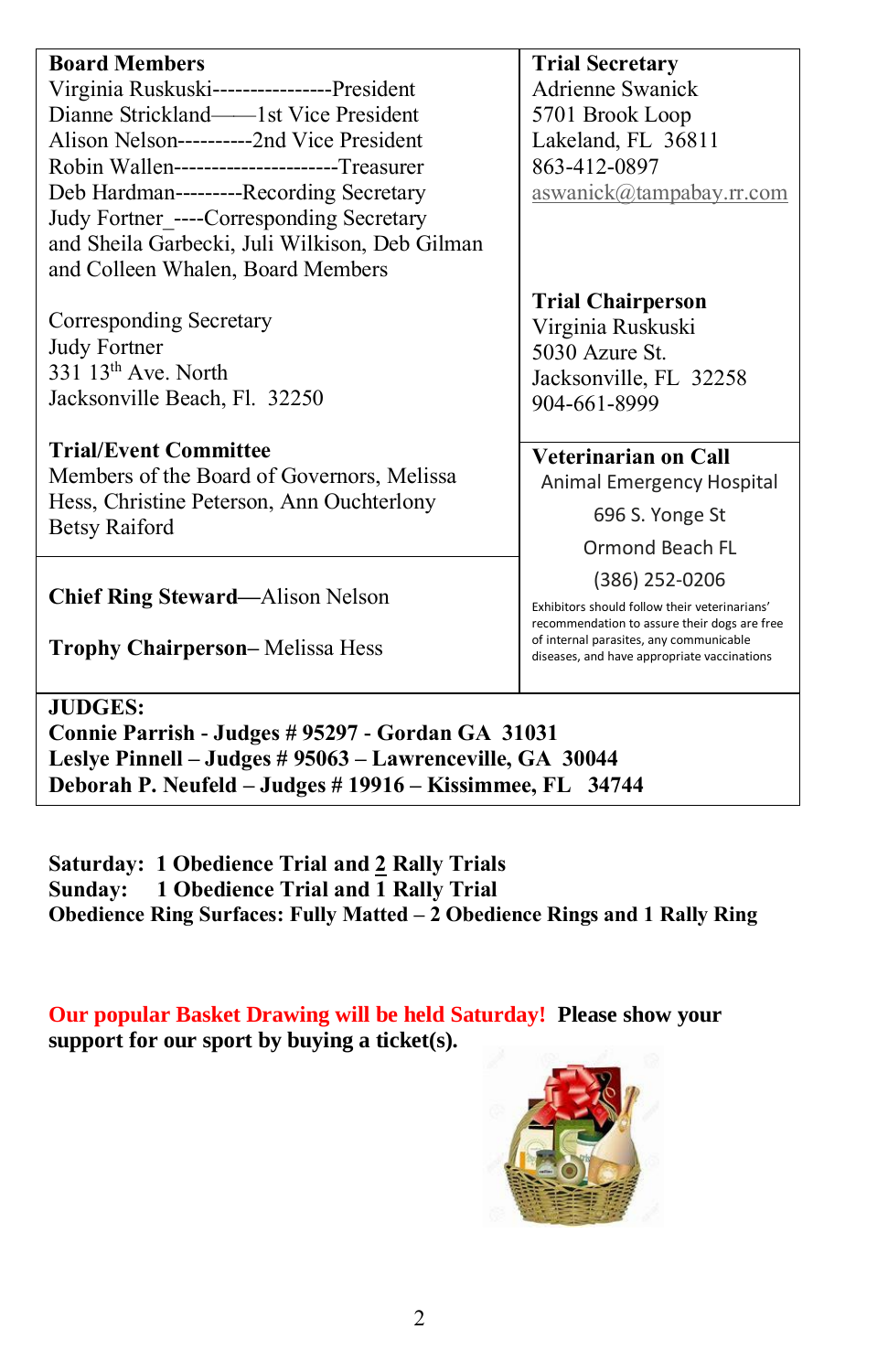**Board Members**
Virginia Ruskuski----------------President
Dianne Strickland——1st Vice President
Alison Nelson----------2nd Vice President
Robin Wallen----------------------Treasurer
Deb Hardman---------Recording Secretary
Judy Fortner_----Corresponding Secretary
and Sheila Garbecki, Juli Wilkison, Deb Gilman
and Colleen Whalen, Board Members

Corresponding Secretary
Judy Fortner
331 13th Ave. North
Jacksonville Beach, Fl. 32250

**Trial/Event Committee**
Members of the Board of Governors, Melissa Hess, Christine Peterson, Ann Ouchterlony
Betsy Raiford

**Chief Ring Steward**—Alison Nelson

**Trophy Chairperson**– Melissa Hess

**Trial Secretary**
Adrienne Swanick
5701 Brook Loop
Lakeland, FL 36811
863-412-0897
aswanick@tampabay.rr.com

**Trial Chairperson**
Virginia Ruskuski
5030 Azure St.
Jacksonville, FL 32258
904-661-8999

**Veterinarian on Call**
Animal Emergency Hospital
696 S. Yonge St
Ormond Beach FL
(386) 252-0206

Exhibitors should follow their veterinarians' recommendation to assure their dogs are free of internal parasites, any communicable diseases, and have appropriate vaccinations

**JUDGES:**
**Connie Parrish - Judges # 95297 - Gordan GA 31031**
**Leslye Pinnell – Judges # 95063 – Lawrenceville, GA 30044**
**Deborah P. Neufeld – Judges # 19916 – Kissimmee, FL 34744**

**Saturday: 1 Obedience Trial and 2 Rally Trials**
**Sunday: 1 Obedience Trial and 1 Rally Trial**
**Obedience Ring Surfaces: Fully Matted – 2 Obedience Rings and 1 Rally Ring**

**Our popular Basket Drawing will be held Saturday! Please show your support for our sport by buying a ticket(s).**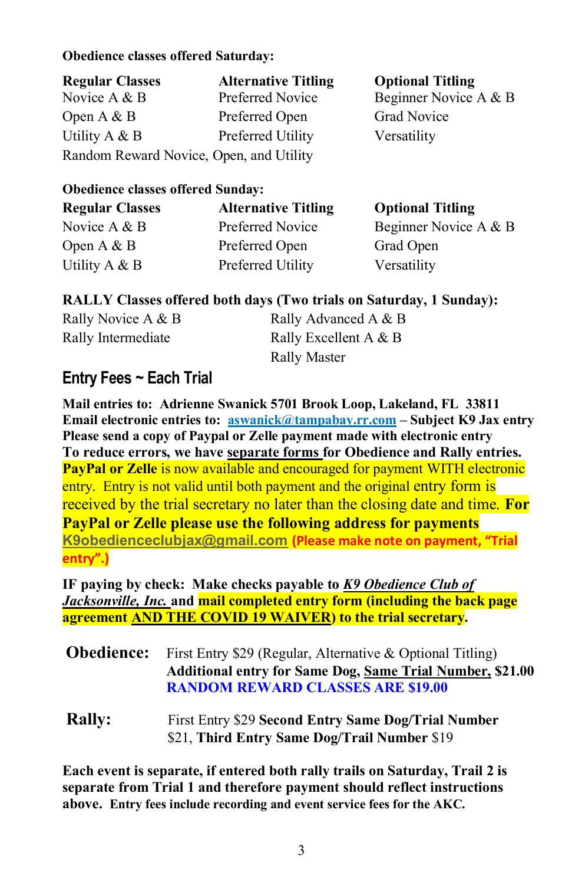**Obedience classes offered Saturday:**

| Regular Classes | Alternative Titling | Optional Titling |
|---|---|---|
| Novice A & B | Preferred Novice | Beginner Novice A & B |
| Open A & B | Preferred Open | Grad Novice |
| Utility A & B | Preferred Utility | Versatility |

Random Reward Novice, Open, and Utility

**Obedience classes offered Sunday:**

| Regular Classes | Alternative Titling | Optional Titling |
|---|---|---|
| Novice A & B | Preferred Novice | Beginner Novice A & B |
| Open A & B | Preferred Open | Grad Open |
| Utility A & B | Preferred Utility | Versatility |

**RALLY Classes offered both days (Two trials on Saturday, 1 Sunday):**

| | |
|---|---|
| Rally Novice A & B | Rally Advanced A & B |
| Rally Intermediate | Rally Excellent A & B |
| | Rally Master |

## Entry Fees ~ Each Trial

**Mail entries to: Adrienne Swanick 5701 Brook Loop, Lakeland, FL 33811**
**Email electronic entries to: aswanick@tampabay.rr.com – Subject K9 Jax entry**
**Please send a copy of Paypal or Zelle payment made with electronic entry**
**To reduce errors, we have separate forms for Obedience and Rally entries.**

**PayPal or Zelle** is now available and encouraged for payment WITH electronic entry. Entry is not valid until both payment and the original entry form is received by the trial secretary no later than the closing date and time. **For PayPal or Zelle please use the following address for payments K9obedienceclubjax@gmail.com (Please make note on payment, "Trial entry".)**

**IF paying by check: Make checks payable to *K9 Obedience Club of Jacksonville, Inc.* and mail completed entry form (including the back page agreement AND THE COVID 19 WAIVER) to the trial secretary.**

**Obedience:** First Entry $29 (Regular, Alternative & Optional Titling)
**Additional entry for Same Dog, Same Trial Number, $21.00**
**RANDOM REWARD CLASSES ARE $19.00**

**Rally:** First Entry $29 **Second Entry Same Dog/Trial Number** $21, **Third Entry Same Dog/Trail Number** $19

**Each event is separate, if entered both rally trails on Saturday, Trail 2 is separate from Trial 1 and therefore payment should reflect instructions above. Entry fees include recording and event service fees for the AKC.**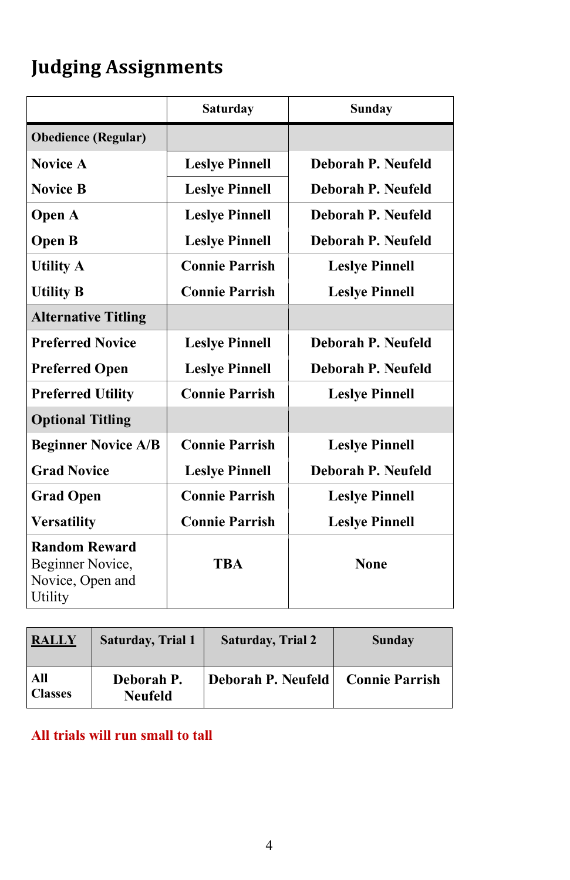## Judging Assignments

| | Saturday | Sunday |
|---|---|---|
| **Obedience (Regular)** | | |
| **Novice A** | **Leslye Pinnell** | **Deborah P. Neufeld** |
| **Novice B** | **Leslye Pinnell** | **Deborah P. Neufeld** |
| **Open A** | **Leslye Pinnell** | **Deborah P. Neufeld** |
| **Open B** | **Leslye Pinnell** | **Deborah P. Neufeld** |
| **Utility A** | **Connie Parrish** | **Leslye Pinnell** |
| **Utility B** | **Connie Parrish** | **Leslye Pinnell** |
| **Alternative Titling** | | |
| **Preferred Novice** | **Leslye Pinnell** | **Deborah P. Neufeld** |
| **Preferred Open** | **Leslye Pinnell** | **Deborah P. Neufeld** |
| **Preferred Utility** | **Connie Parrish** | **Leslye Pinnell** |
| **Optional Titling** | | |
| **Beginner Novice A/B** | **Connie Parrish** | **Leslye Pinnell** |
| **Grad Novice** | **Leslye Pinnell** | **Deborah P. Neufeld** |
| **Grad Open** | **Connie Parrish** | **Leslye Pinnell** |
| **Versatility** | **Connie Parrish** | **Leslye Pinnell** |
| **Random Reward** Beginner Novice, Novice, Open and Utility | **TBA** | **None** |

| **RALLY** | **Saturday, Trial 1** | **Saturday, Trial 2** | **Sunday** |
|---|---|---|---|
| **All Classes** | **Deborah P. Neufeld** | **Deborah P. Neufeld** | **Connie Parrish** |

**All trials will run small to tall**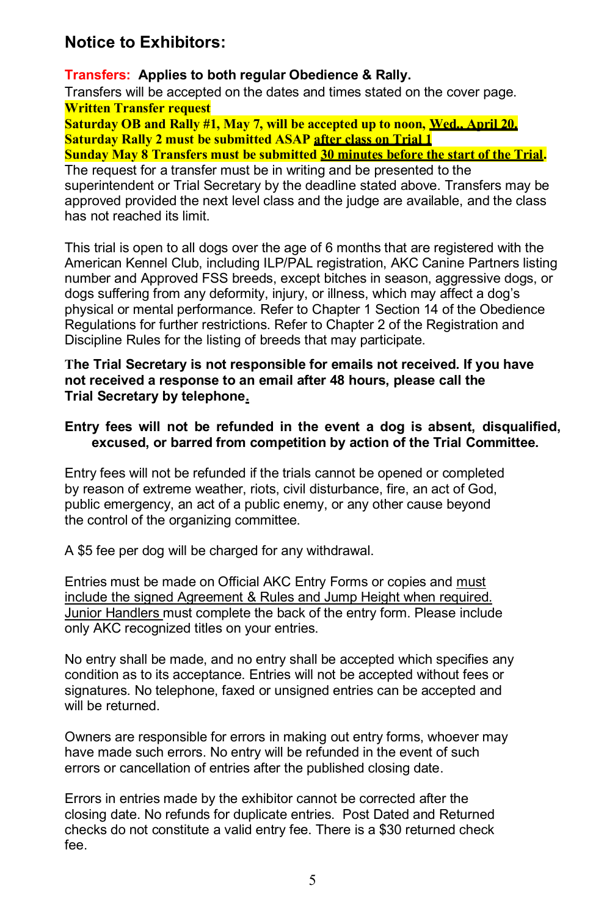## Notice to Exhibitors:

**Transfers: Applies to both regular Obedience & Rally.**
Transfers will be accepted on the dates and times stated on the cover page.
**Written Transfer request**
**Saturday OB and Rally #1, May 7, will be accepted up to noon, Wed., April 20.**
**Saturday Rally 2 must be submitted ASAP after class on Trial 1**
**Sunday May 8 Transfers must be submitted 30 minutes before the start of the Trial.**
The request for a transfer must be in writing and be presented to the superintendent or Trial Secretary by the deadline stated above. Transfers may be approved provided the next level class and the judge are available, and the class has not reached its limit.

This trial is open to all dogs over the age of 6 months that are registered with the American Kennel Club, including ILP/PAL registration, AKC Canine Partners listing number and Approved FSS breeds, except bitches in season, aggressive dogs, or dogs suffering from any deformity, injury, or illness, which may affect a dog's physical or mental performance. Refer to Chapter 1 Section 14 of the Obedience Regulations for further restrictions. Refer to Chapter 2 of the Registration and Discipline Rules for the listing of breeds that may participate.

**The Trial Secretary is not responsible for emails not received. If you have not received a response to an email after 48 hours, please call the Trial Secretary by telephone.**

**Entry fees will not be refunded in the event a dog is absent, disqualified, excused, or barred from competition by action of the Trial Committee.**

Entry fees will not be refunded if the trials cannot be opened or completed by reason of extreme weather, riots, civil disturbance, fire, an act of God, public emergency, an act of a public enemy, or any other cause beyond the control of the organizing committee.

A $5 fee per dog will be charged for any withdrawal.

Entries must be made on Official AKC Entry Forms or copies and must include the signed Agreement & Rules and Jump Height when required. Junior Handlers must complete the back of the entry form. Please include only AKC recognized titles on your entries.

No entry shall be made, and no entry shall be accepted which specifies any condition as to its acceptance. Entries will not be accepted without fees or signatures. No telephone, faxed or unsigned entries can be accepted and will be returned.

Owners are responsible for errors in making out entry forms, whoever may have made such errors. No entry will be refunded in the event of such errors or cancellation of entries after the published closing date.

Errors in entries made by the exhibitor cannot be corrected after the closing date. No refunds for duplicate entries. Post Dated and Returned checks do not constitute a valid entry fee. There is a $30 returned check fee.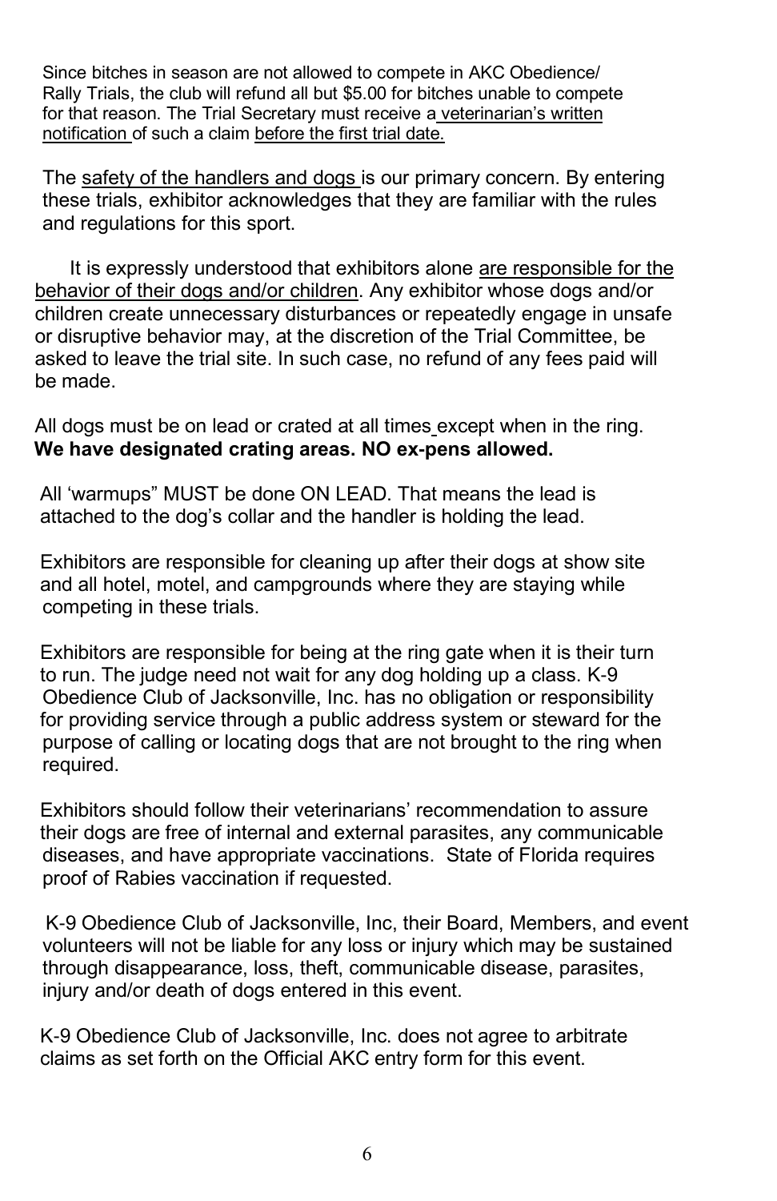Since bitches in season are not allowed to compete in AKC Obedience/ Rally Trials, the club will refund all but $5.00 for bitches unable to compete for that reason. The Trial Secretary must receive a veterinarian's written notification of such a claim before the first trial date.

The safety of the handlers and dogs is our primary concern. By entering these trials, exhibitor acknowledges that they are familiar with the rules and regulations for this sport.

It is expressly understood that exhibitors alone are responsible for the behavior of their dogs and/or children. Any exhibitor whose dogs and/or children create unnecessary disturbances or repeatedly engage in unsafe or disruptive behavior may, at the discretion of the Trial Committee, be asked to leave the trial site. In such case, no refund of any fees paid will be made.

All dogs must be on lead or crated at all times except when in the ring. **We have designated crating areas. NO ex-pens allowed.**

All 'warmups" MUST be done ON LEAD. That means the lead is attached to the dog's collar and the handler is holding the lead.

Exhibitors are responsible for cleaning up after their dogs at show site and all hotel, motel, and campgrounds where they are staying while competing in these trials.

Exhibitors are responsible for being at the ring gate when it is their turn to run. The judge need not wait for any dog holding up a class. K-9 Obedience Club of Jacksonville, Inc. has no obligation or responsibility for providing service through a public address system or steward for the purpose of calling or locating dogs that are not brought to the ring when required.

Exhibitors should follow their veterinarians' recommendation to assure their dogs are free of internal and external parasites, any communicable diseases, and have appropriate vaccinations. State of Florida requires proof of Rabies vaccination if requested.

K-9 Obedience Club of Jacksonville, Inc, their Board, Members, and event volunteers will not be liable for any loss or injury which may be sustained through disappearance, loss, theft, communicable disease, parasites, injury and/or death of dogs entered in this event.

K-9 Obedience Club of Jacksonville, Inc. does not agree to arbitrate claims as set forth on the Official AKC entry form for this event.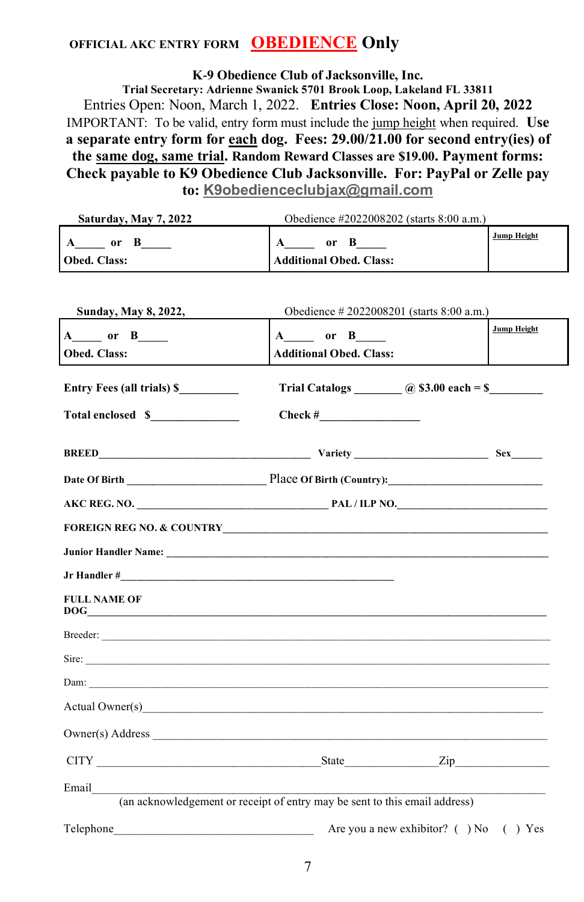OFFICIAL AKC ENTRY FORM **OBEDIENCE Only**

**K-9 Obedience Club of Jacksonville, Inc.**

**Trial Secretary: Adrienne Swanick 5701 Brook Loop, Lakeland FL 33811**

Entries Open: Noon, March 1, 2022. **Entries Close: Noon, April 20, 2022**

IMPORTANT: To be valid, entry form must include the jump height when required. **Use a separate entry form for each dog. Fees: 29.00/21.00 for second entry(ies) of the same dog, same trial. Random Reward Classes are $19.00. Payment forms: Check payable to K9 Obedience Club Jacksonville. For: PayPal or Zelle pay to: K9obedienceclubjax@gmail.com**

**Saturday, May 7, 2022** Obedience #2022008202 (starts 8:00 a.m.)

| | | |
|---|---|---|
| **A_____ or B_____**<br>**Obed. Class:** | **A_____ or B_____**<br>**Additional Obed. Class:** | **Jump Height** |

**Sunday, May 8, 2022,** Obedience # 2022008201 (starts 8:00 a.m.)

| | | |
|---|---|---|
| **A_____ or B_____**<br>**Obed. Class:** | **A_____ or B_____**<br>**Additional Obed. Class:** | **Jump Height** |

**Entry Fees (all trials) $__________** **Trial Catalogs ________ @ $3.00 each = $_________**

**Total enclosed $_______________** **Check #_________________**

**BREED**_____________________________________ **Variety** _______________________ **Sex**______

**Date Of Birth** ________________________ Place **Of Birth (Country):**___________________________

**AKC REG. NO.** ________________________________ **PAL / ILP NO.**__________________________

**FOREIGN REG NO. & COUNTRY**____________________________________________________________

**Junior Handler Name:** ___________________________________________________________________

**Jr Handler #**_______________________________________________

**FULL NAME OF DOG**_________________________________________________________________________

Breeder: ____________________________________________________________________________

Sire: _______________________________________________________________________________

Dam: ________________________________________________________________________________

Actual Owner(s)______________________________________________________________________

Owner(s) Address ____________________________________________________________________

CITY ______________________________________State_______________Zip_______________

Email_______________________________________________________________________________

(an acknowledgement or receipt of entry may be sent to this email address)

Telephone__________________________________ Are you a new exhibitor? ( ) No ( ) Yes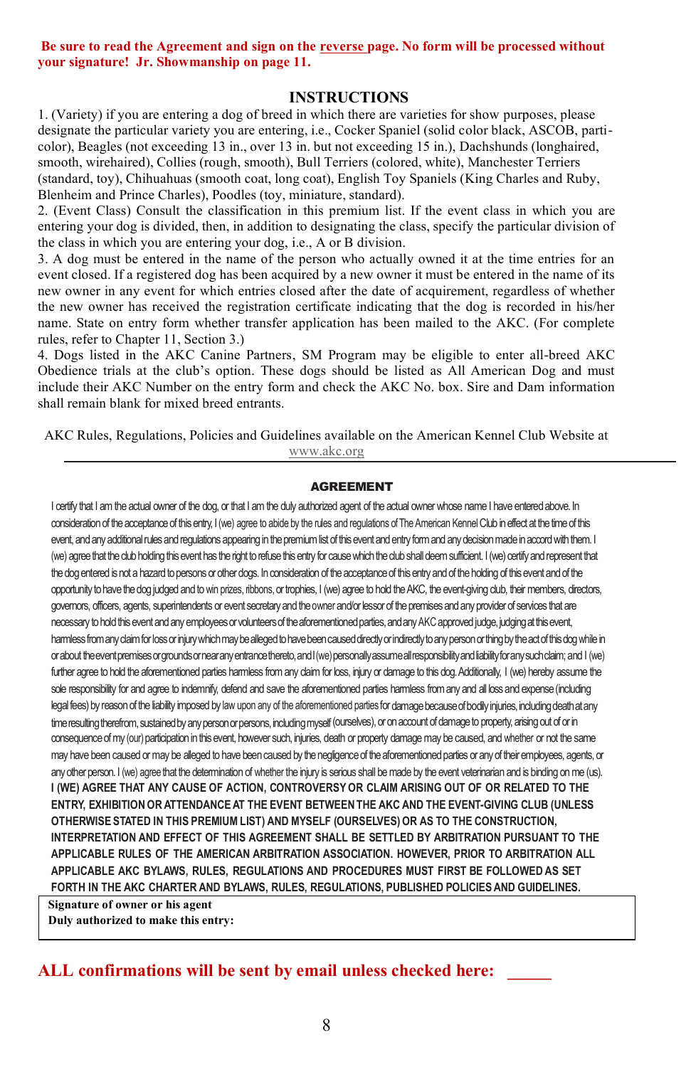**Be sure to read the Agreement and sign on the reverse page. No form will be processed without your signature! Jr. Showmanship on page 11.**

## INSTRUCTIONS

1. (Variety) if you are entering a dog of breed in which there are varieties for show purposes, please designate the particular variety you are entering, i.e., Cocker Spaniel (solid color black, ASCOB, parti-color), Beagles (not exceeding 13 in., over 13 in. but not exceeding 15 in.), Dachshunds (longhaired, smooth, wirehaired), Collies (rough, smooth), Bull Terriers (colored, white), Manchester Terriers (standard, toy), Chihuahuas (smooth coat, long coat), English Toy Spaniels (King Charles and Ruby, Blenheim and Prince Charles), Poodles (toy, miniature, standard).
2. (Event Class) Consult the classification in this premium list. If the event class in which you are entering your dog is divided, then, in addition to designating the class, specify the particular division of the class in which you are entering your dog, i.e., A or B division.
3. A dog must be entered in the name of the person who actually owned it at the time entries for an event closed. If a registered dog has been acquired by a new owner it must be entered in the name of its new owner in any event for which entries closed after the date of acquirement, regardless of whether the new owner has received the registration certificate indicating that the dog is recorded in his/her name. State on entry form whether transfer application has been mailed to the AKC. (For complete rules, refer to Chapter 11, Section 3.)
4. Dogs listed in the AKC Canine Partners, SM Program may be eligible to enter all-breed AKC Obedience trials at the club's option. These dogs should be listed as All American Dog and must include their AKC Number on the entry form and check the AKC No. box. Sire and Dam information shall remain blank for mixed breed entrants.

AKC Rules, Regulations, Policies and Guidelines available on the American Kennel Club Website at www.akc.org

---

### AGREEMENT

I certify that I am the actual owner of the dog, or that I am the duly authorized agent of the actual owner whose name I have entered above. In consideration of the acceptance of this entry, I (we) agree to abide by the rules and regulations of The American Kennel Club in effect at the time of this event, and any additional rules and regulations appearing in the premium list of this event and entry form and any decision made in accord with them. I (we) agree that the club holding this event has the right to refuse this entry for cause which the club shall deem sufficient. I (we) certify and represent that the dog entered is not a hazard to persons or other dogs. In consideration of the acceptance of this entry and of the holding of this event and of the opportunity to have the dog judged and to win prizes, ribbons, or trophies, I (we) agree to hold the AKC, the event-giving club, their members, directors, governors, officers, agents, superintendents or event secretary and the owner and/or lessor of the premises and any provider of services that are necessary to hold this event and any employees or volunteers of the aforementioned parties, and any AKC approved judge, judging at this event, harmless from any claim for loss or injury which may be alleged to have been caused directly or indirectly to any person or thing by the act of this dog while in or about the event premises or grounds or near any entrance thereto, and I (we) personally assume all responsibility and liability for any such claim; and I (we) further agree to hold the aforementioned parties harmless from any claim for loss, injury or damage to this dog. Additionally, I (we) hereby assume the sole responsibility for and agree to indemnify, defend and save the aforementioned parties harmless from any and all loss and expense (including legal fees) by reason of the liability imposed by law upon any of the aforementioned parties for damage because of bodily injuries, including death at any time resulting therefrom, sustained by any person or persons, including myself (ourselves), or on account of damage to property, arising out of or in consequence of my (our) participation in this event, however such, injuries, death or property damage may be caused, and whether or not the same may have been caused or may be alleged to have been caused by the negligence of the aforementioned parties or any of their employees, agents, or any other person. I (we) agree that the determination of whether the injury is serious shall be made by the event veterinarian and is binding on me (us). **I (WE) AGREE THAT ANY CAUSE OF ACTION, CONTROVERSY OR CLAIM ARISING OUT OF OR RELATED TO THE ENTRY, EXHIBITION OR ATTENDANCE AT THE EVENT BETWEEN THE AKC AND THE EVENT-GIVING CLUB (UNLESS OTHERWISE STATED IN THIS PREMIUM LIST) AND MYSELF (OURSELVES) OR AS TO THE CONSTRUCTION, INTERPRETATION AND EFFECT OF THIS AGREEMENT SHALL BE SETTLED BY ARBITRATION PURSUANT TO THE APPLICABLE RULES OF THE AMERICAN ARBITRATION ASSOCIATION. HOWEVER, PRIOR TO ARBITRATION ALL APPLICABLE AKC BYLAWS, RULES, REGULATIONS AND PROCEDURES MUST FIRST BE FOLLOWED AS SET FORTH IN THE AKC CHARTER AND BYLAWS, RULES, REGULATIONS, PUBLISHED POLICIES AND GUIDELINES.**

**Signature of owner or his agent**
**Duly authorized to make this entry:**

**ALL confirmations will be sent by email unless checked here: _____**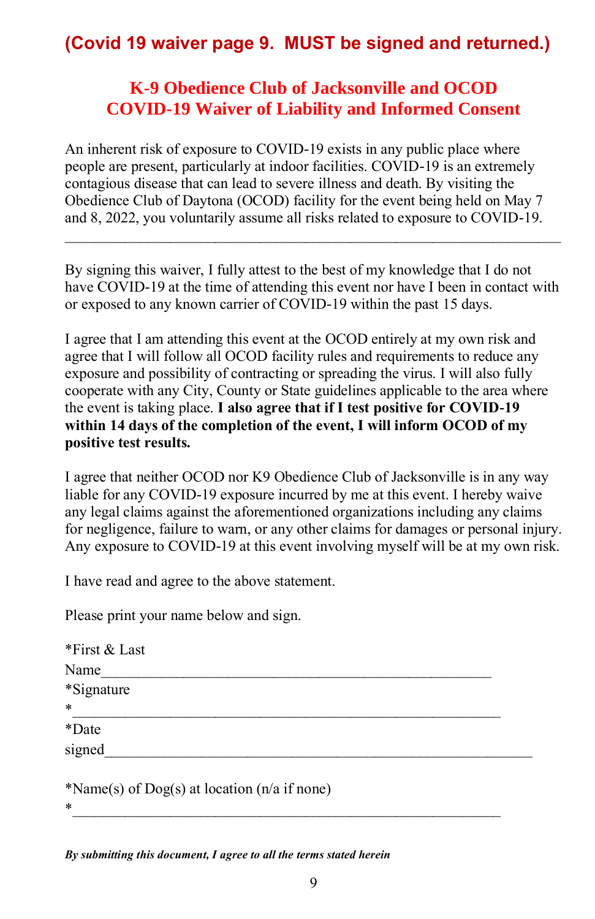**(Covid 19 waiver page 9. MUST be signed and returned.)**

## K-9 Obedience Club of Jacksonville and OCOD COVID-19 Waiver of Liability and Informed Consent

An inherent risk of exposure to COVID-19 exists in any public place where people are present, particularly at indoor facilities. COVID-19 is an extremely contagious disease that can lead to severe illness and death. By visiting the Obedience Club of Daytona (OCOD) facility for the event being held on May 7 and 8, 2022, you voluntarily assume all risks related to exposure to COVID-19.

---

By signing this waiver, I fully attest to the best of my knowledge that I do not have COVID-19 at the time of attending this event nor have I been in contact with or exposed to any known carrier of COVID-19 within the past 15 days.

I agree that I am attending this event at the OCOD entirely at my own risk and agree that I will follow all OCOD facility rules and requirements to reduce any exposure and possibility of contracting or spreading the virus. I will also fully cooperate with any City, County or State guidelines applicable to the area where the event is taking place. **I also agree that if I test positive for COVID-19 within 14 days of the completion of the event, I will inform OCOD of my positive test results.**

I agree that neither OCOD nor K9 Obedience Club of Jacksonville is in any way liable for any COVID-19 exposure incurred by me at this event. I hereby waive any legal claims against the aforementioned organizations including any claims for negligence, failure to warn, or any other claims for damages or personal injury. Any exposure to COVID-19 at this event involving myself will be at my own risk.

I have read and agree to the above statement.

Please print your name below and sign.

*First & Last Name_____________________________________________________

*Signature
*___________________________________________________________

*Date signed___________________________________________________________

*Name(s) of Dog(s) at location (n/a if none)
*___________________________________________________________

***By submitting this document, I agree to all the terms stated herein***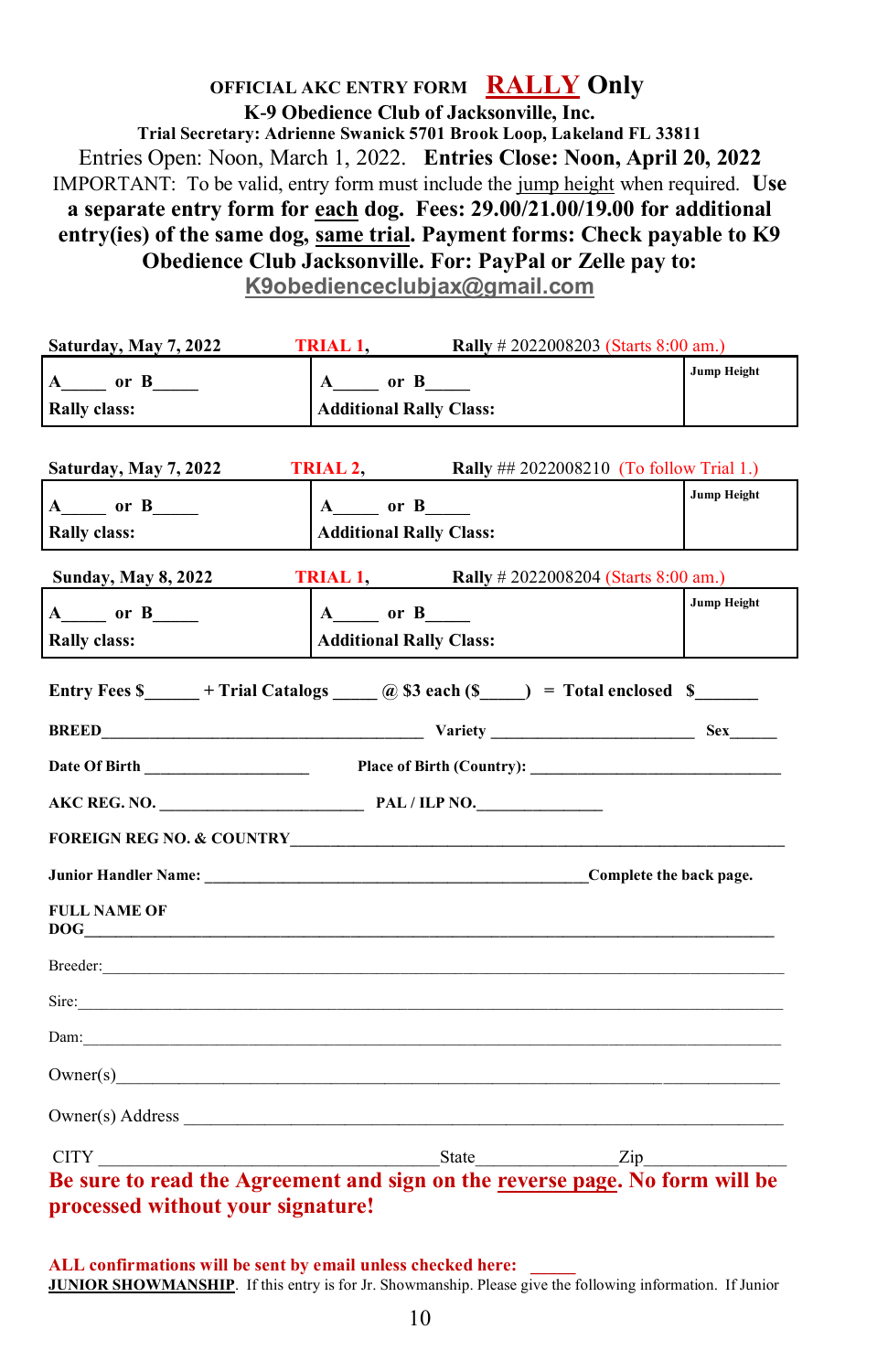OFFICIAL AKC ENTRY FORM **RALLY Only**

**K-9 Obedience Club of Jacksonville, Inc.**

**Trial Secretary: Adrienne Swanick 5701 Brook Loop, Lakeland FL 33811**

Entries Open: Noon, March 1, 2022. **Entries Close: Noon, April 20, 2022**

IMPORTANT: To be valid, entry form must include the jump height when required. **Use a separate entry form for each dog. Fees: 29.00/21.00/19.00 for additional entry(ies) of the same dog, same trial. Payment forms: Check payable to K9 Obedience Club Jacksonville. For: PayPal or Zelle pay to:**

**K9obedienceclubjax@gmail.com**

**Saturday, May 7, 2022** **TRIAL 1,** **Rally** # 2022008203 (Starts 8:00 am.)

| A_____ or B_____ Rally class: | A_____ or B_____ Additional Rally Class: | Jump Height |
|---|---|---|

**Saturday, May 7, 2022** **TRIAL 2,** **Rally** ## 2022008210 (To follow Trial 1.)

| A_____ or B_____ Rally class: | A_____ or B_____ Additional Rally Class: | Jump Height |
|---|---|---|

**Sunday, May 8, 2022** **TRIAL 1,** **Rally** # 2022008204 (Starts 8:00 am.)

| A_____ or B_____ Rally class: | A_____ or B_____ Additional Rally Class: | Jump Height |
|---|---|---|

**Entry Fees $______ + Trial Catalogs _____ @ $3 each ($_____) = Total enclosed $_______**

**BREED**________________________________________ **Variety** _________________________ **Sex**______

**Date Of Birth** ____________________ **Place of Birth (Country):** ______________________________

**AKC REG. NO.** _________________________ **PAL / ILP NO.**_______________

**FOREIGN REG NO. & COUNTRY**___________________________________________________________

**Junior Handler Name:** ________________________________________________**Complete the back page.**

**FULL NAME OF DOG**_________________________________________________________________________

Breeder:_____________________________________________________________________________

Sire:_________________________________________________________________________________

Dam:________________________________________________________________________________

Owner(s)_____________________________________________________________________________

Owner(s) Address _____________________________________________________________________

CITY ___________________________________State_______________Zip_______________

**Be sure to read the Agreement and sign on the reverse page. No form will be processed without your signature!**

**ALL confirmations will be sent by email unless checked here:** _____

**JUNIOR SHOWMANSHIP**. If this entry is for Jr. Showmanship. Please give the following information. If Junior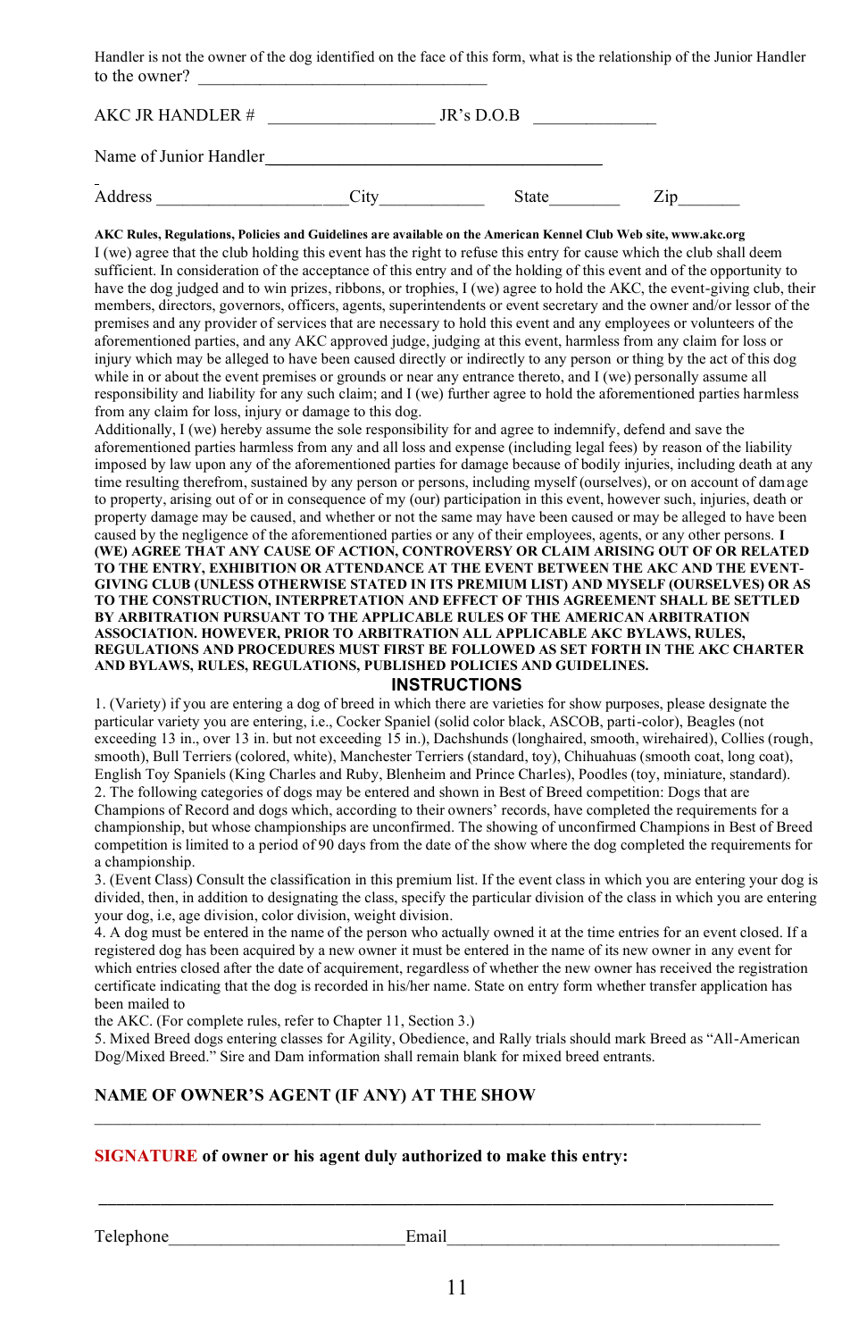Handler is not the owner of the dog identified on the face of this form, what is the relationship of the Junior Handler to the owner? ___________________________________

AKC JR HANDLER # ___________________ JR's D.O.B ______________

Name of Junior Handler________________________________________

Address ______________________City____________ State________ Zip_______

**AKC Rules, Regulations, Policies and Guidelines are available on the American Kennel Club Web site, www.akc.org**

I (we) agree that the club holding this event has the right to refuse this entry for cause which the club shall deem sufficient. In consideration of the acceptance of this entry and of the holding of this event and of the opportunity to have the dog judged and to win prizes, ribbons, or trophies, I (we) agree to hold the AKC, the event-giving club, their members, directors, governors, officers, agents, superintendents or event secretary and the owner and/or lessor of the premises and any provider of services that are necessary to hold this event and any employees or volunteers of the aforementioned parties, and any AKC approved judge, judging at this event, harmless from any claim for loss or injury which may be alleged to have been caused directly or indirectly to any person or thing by the act of this dog while in or about the event premises or grounds or near any entrance thereto, and I (we) personally assume all responsibility and liability for any such claim; and I (we) further agree to hold the aforementioned parties harmless from any claim for loss, injury or damage to this dog.

Additionally, I (we) hereby assume the sole responsibility for and agree to indemnify, defend and save the aforementioned parties harmless from any and all loss and expense (including legal fees) by reason of the liability imposed by law upon any of the aforementioned parties for damage because of bodily injuries, including death at any time resulting therefrom, sustained by any person or persons, including myself (ourselves), or on account of damage to property, arising out of or in consequence of my (our) participation in this event, however such, injuries, death or property damage may be caused, and whether or not the same may have been caused or may be alleged to have been caused by the negligence of the aforementioned parties or any of their employees, agents, or any other persons. **I (WE) AGREE THAT ANY CAUSE OF ACTION, CONTROVERSY OR CLAIM ARISING OUT OF OR RELATED TO THE ENTRY, EXHIBITION OR ATTENDANCE AT THE EVENT BETWEEN THE AKC AND THE EVENT-GIVING CLUB (UNLESS OTHERWISE STATED IN ITS PREMIUM LIST) AND MYSELF (OURSELVES) OR AS TO THE CONSTRUCTION, INTERPRETATION AND EFFECT OF THIS AGREEMENT SHALL BE SETTLED BY ARBITRATION PURSUANT TO THE APPLICABLE RULES OF THE AMERICAN ARBITRATION ASSOCIATION. HOWEVER, PRIOR TO ARBITRATION ALL APPLICABLE AKC BYLAWS, RULES, REGULATIONS AND PROCEDURES MUST FIRST BE FOLLOWED AS SET FORTH IN THE AKC CHARTER AND BYLAWS, RULES, REGULATIONS, PUBLISHED POLICIES AND GUIDELINES.**

## INSTRUCTIONS

1. (Variety) if you are entering a dog of breed in which there are varieties for show purposes, please designate the particular variety you are entering, i.e., Cocker Spaniel (solid color black, ASCOB, parti-color), Beagles (not exceeding 13 in., over 13 in. but not exceeding 15 in.), Dachshunds (longhaired, smooth, wirehaired), Collies (rough, smooth), Bull Terriers (colored, white), Manchester Terriers (standard, toy), Chihuahuas (smooth coat, long coat), English Toy Spaniels (King Charles and Ruby, Blenheim and Prince Charles), Poodles (toy, miniature, standard).
2. The following categories of dogs may be entered and shown in Best of Breed competition: Dogs that are Champions of Record and dogs which, according to their owners' records, have completed the requirements for a championship, but whose championships are unconfirmed. The showing of unconfirmed Champions in Best of Breed competition is limited to a period of 90 days from the date of the show where the dog completed the requirements for a championship.
3. (Event Class) Consult the classification in this premium list. If the event class in which you are entering your dog is divided, then, in addition to designating the class, specify the particular division of the class in which you are entering your dog, i.e, age division, color division, weight division.
4. A dog must be entered in the name of the person who actually owned it at the time entries for an event closed. If a registered dog has been acquired by a new owner it must be entered in the name of its new owner in any event for which entries closed after the date of acquirement, regardless of whether the new owner has received the registration certificate indicating that the dog is recorded in his/her name. State on entry form whether transfer application has been mailed to the AKC. (For complete rules, refer to Chapter 11, Section 3.)
5. Mixed Breed dogs entering classes for Agility, Obedience, and Rally trials should mark Breed as "All-American Dog/Mixed Breed." Sire and Dam information shall remain blank for mixed breed entrants.

**NAME OF OWNER'S AGENT (IF ANY) AT THE SHOW**

_____________________________________________________________________________

**SIGNATURE of owner or his agent duly authorized to make this entry:**

_____________________________________________________________________________

Telephone__________________________Email______________________________________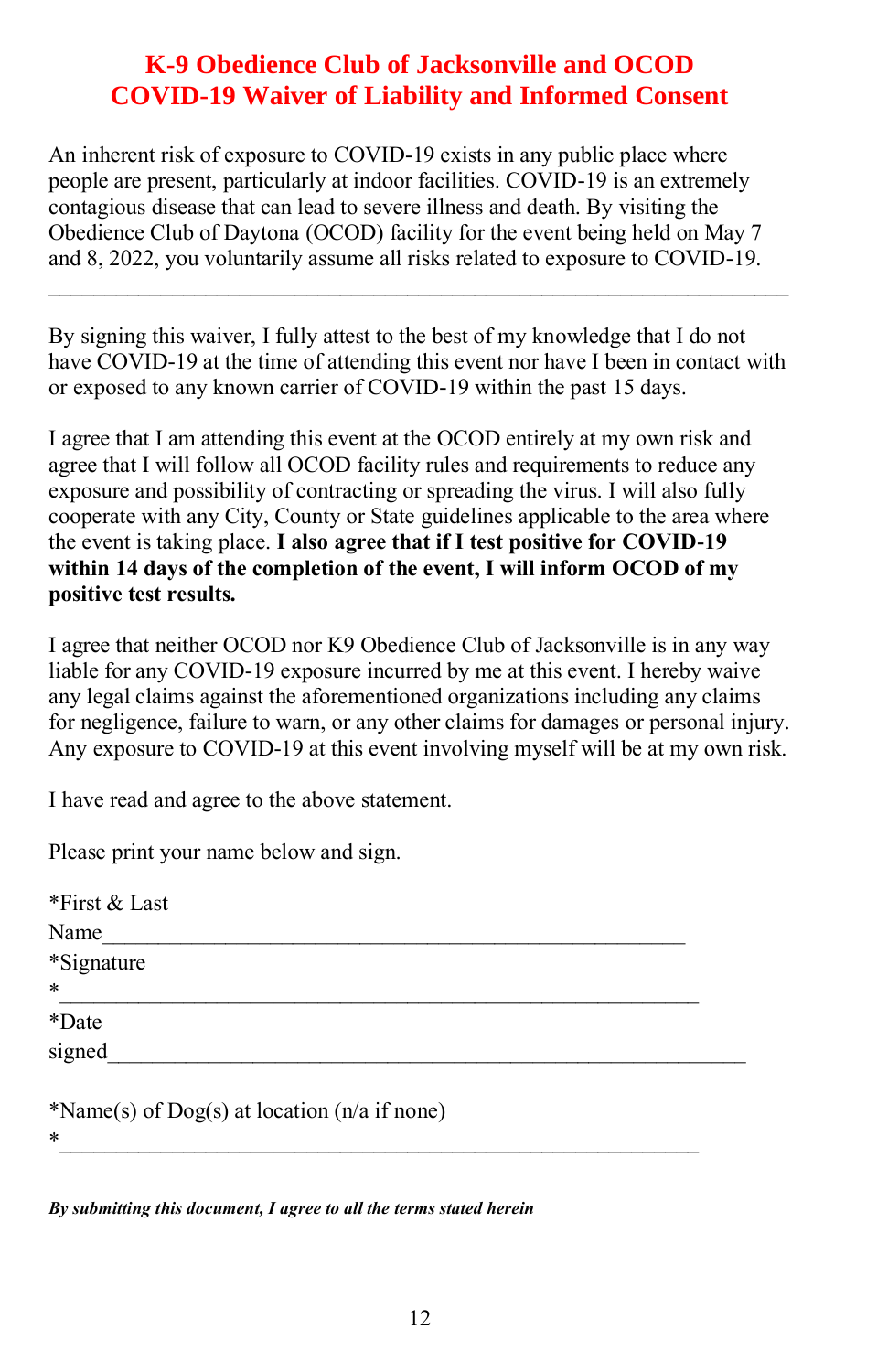## K-9 Obedience Club of Jacksonville and OCOD
## COVID-19 Waiver of Liability and Informed Consent

An inherent risk of exposure to COVID-19 exists in any public place where people are present, particularly at indoor facilities. COVID-19 is an extremely contagious disease that can lead to severe illness and death. By visiting the Obedience Club of Daytona (OCOD) facility for the event being held on May 7 and 8, 2022, you voluntarily assume all risks related to exposure to COVID-19.

---

By signing this waiver, I fully attest to the best of my knowledge that I do not have COVID-19 at the time of attending this event nor have I been in contact with or exposed to any known carrier of COVID-19 within the past 15 days.

I agree that I am attending this event at the OCOD entirely at my own risk and agree that I will follow all OCOD facility rules and requirements to reduce any exposure and possibility of contracting or spreading the virus. I will also fully cooperate with any City, County or State guidelines applicable to the area where the event is taking place. **I also agree that if I test positive for COVID-19 within 14 days of the completion of the event, I will inform OCOD of my positive test results.**

I agree that neither OCOD nor K9 Obedience Club of Jacksonville is in any way liable for any COVID-19 exposure incurred by me at this event. I hereby waive any legal claims against the aforementioned organizations including any claims for negligence, failure to warn, or any other claims for damages or personal injury. Any exposure to COVID-19 at this event involving myself will be at my own risk.

I have read and agree to the above statement.

Please print your name below and sign.

*First & Last Name_______________________________________________________

*Signature
*_________________________________________________________

*Date signed___________________________________________________________

*Name(s) of Dog(s) at location (n/a if none)
*_________________________________________________________

***By submitting this document, I agree to all the terms stated herein***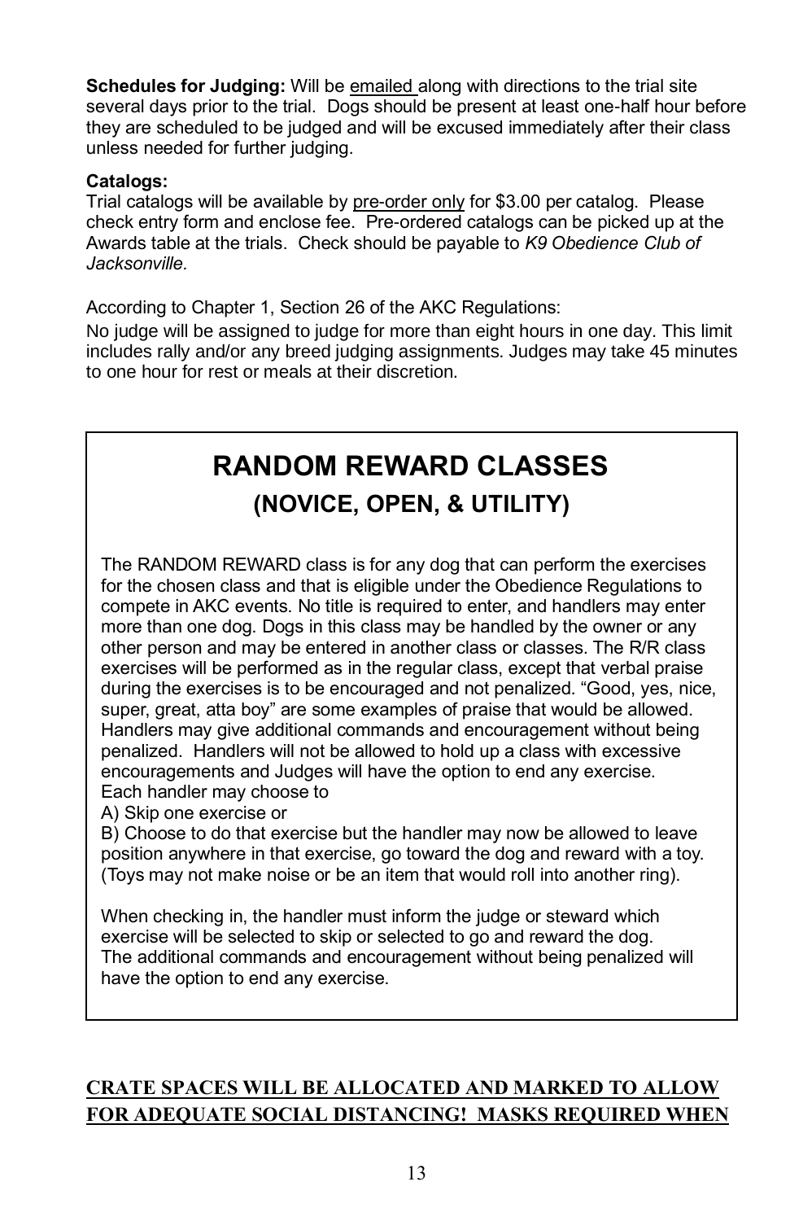**Schedules for Judging:** Will be emailed along with directions to the trial site several days prior to the trial. Dogs should be present at least one-half hour before they are scheduled to be judged and will be excused immediately after their class unless needed for further judging.

**Catalogs:**
Trial catalogs will be available by pre-order only for $3.00 per catalog. Please check entry form and enclose fee. Pre-ordered catalogs can be picked up at the Awards table at the trials. Check should be payable to *K9 Obedience Club of Jacksonville.*

According to Chapter 1, Section 26 of the AKC Regulations:

No judge will be assigned to judge for more than eight hours in one day. This limit includes rally and/or any breed judging assignments. Judges may take 45 minutes to one hour for rest or meals at their discretion.

# RANDOM REWARD CLASSES

## (NOVICE, OPEN, & UTILITY)

The RANDOM REWARD class is for any dog that can perform the exercises for the chosen class and that is eligible under the Obedience Regulations to compete in AKC events. No title is required to enter, and handlers may enter more than one dog. Dogs in this class may be handled by the owner or any other person and may be entered in another class or classes. The R/R class exercises will be performed as in the regular class, except that verbal praise during the exercises is to be encouraged and not penalized. "Good, yes, nice, super, great, atta boy" are some examples of praise that would be allowed. Handlers may give additional commands and encouragement without being penalized. Handlers will not be allowed to hold up a class with excessive encouragements and Judges will have the option to end any exercise.
Each handler may choose to
A) Skip one exercise or
B) Choose to do that exercise but the handler may now be allowed to leave position anywhere in that exercise, go toward the dog and reward with a toy. (Toys may not make noise or be an item that would roll into another ring).

When checking in, the handler must inform the judge or steward which exercise will be selected to skip or selected to go and reward the dog.
The additional commands and encouragement without being penalized will have the option to end any exercise.

**CRATE SPACES WILL BE ALLOCATED AND MARKED TO ALLOW FOR ADEQUATE SOCIAL DISTANCING! MASKS REQUIRED WHEN**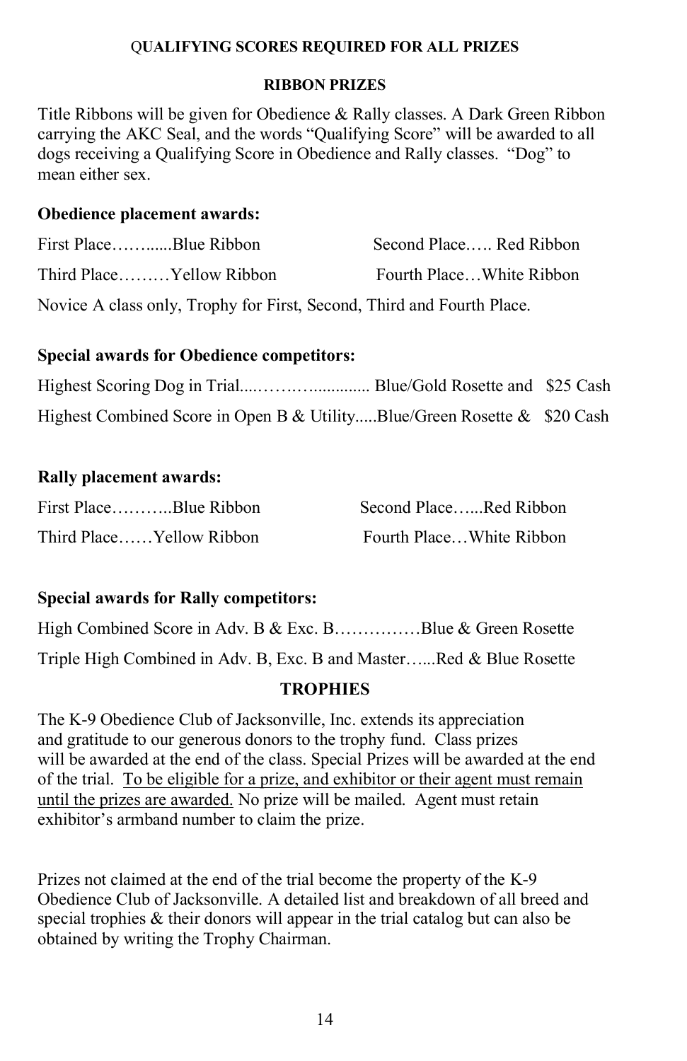## QUALIFYING SCORES REQUIRED FOR ALL PRIZES

### RIBBON PRIZES

Title Ribbons will be given for Obedience & Rally classes. A Dark Green Ribbon carrying the AKC Seal, and the words “Qualifying Score” will be awarded to all dogs receiving a Qualifying Score in Obedience and Rally classes. “Dog” to mean either sex.

**Obedience placement awards:**

First Place……......Blue Ribbon    Second Place.…. Red Ribbon

Third Place………Yellow Ribbon    Fourth Place…White Ribbon

Novice A class only, Trophy for First, Second, Third and Fourth Place.

**Special awards for Obedience competitors:**

Highest Scoring Dog in Trial....……….............. Blue/Gold Rosette and $25 Cash

Highest Combined Score in Open B & Utility.....Blue/Green Rosette & $20 Cash

**Rally placement awards:**

First Place………..Blue Ribbon    Second Place…...Red Ribbon

Third Place……Yellow Ribbon    Fourth Place…White Ribbon

**Special awards for Rally competitors:**

High Combined Score in Adv. B & Exc. B……………Blue & Green Rosette

Triple High Combined in Adv. B, Exc. B and Master…....Red & Blue Rosette

### TROPHIES

The K-9 Obedience Club of Jacksonville, Inc. extends its appreciation and gratitude to our generous donors to the trophy fund. Class prizes will be awarded at the end of the class. Special Prizes will be awarded at the end of the trial. <u>To be eligible for a prize, and exhibitor or their agent must remain until the prizes are awarded.</u> No prize will be mailed. Agent must retain exhibitor’s armband number to claim the prize.

Prizes not claimed at the end of the trial become the property of the K-9 Obedience Club of Jacksonville. A detailed list and breakdown of all breed and special trophies & their donors will appear in the trial catalog but can also be obtained by writing the Trophy Chairman.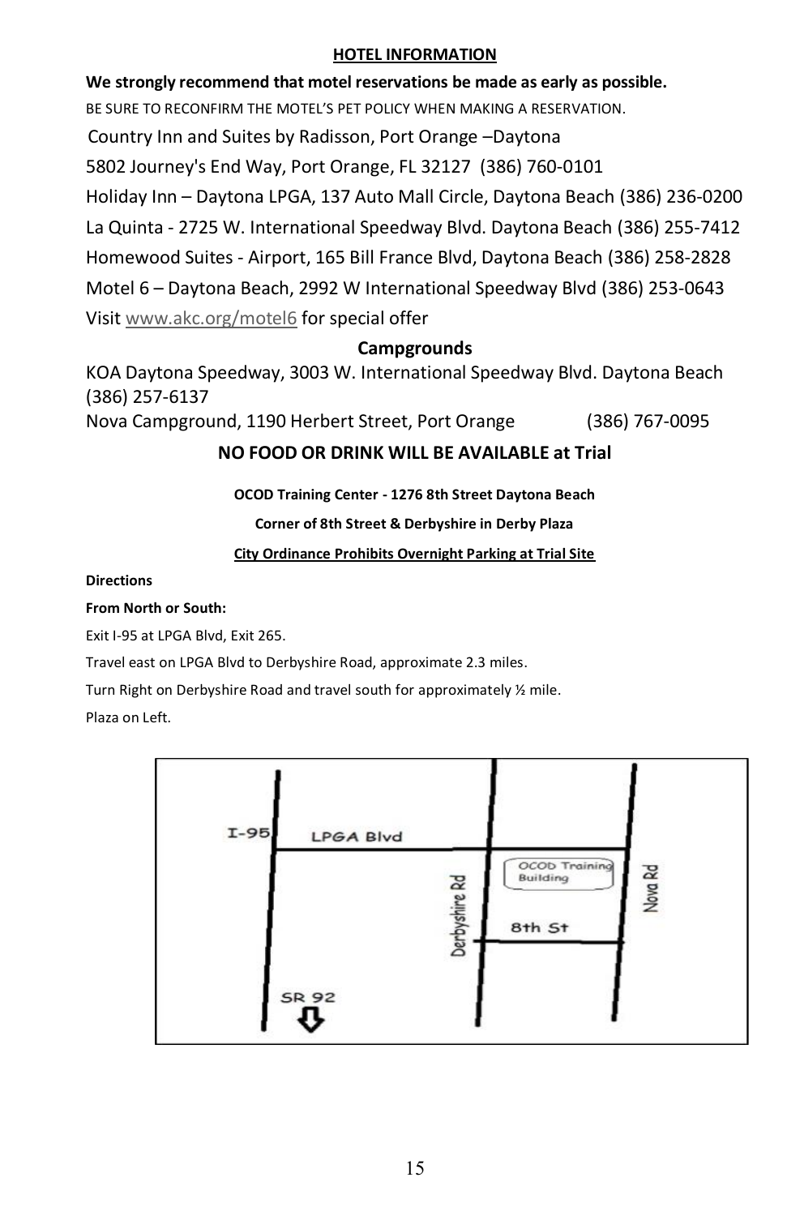## HOTEL INFORMATION

**We strongly recommend that motel reservations be made as early as possible.**

BE SURE TO RECONFIRM THE MOTEL'S PET POLICY WHEN MAKING A RESERVATION.

Country Inn and Suites by Radisson, Port Orange –Daytona
5802 Journey's End Way, Port Orange, FL 32127 (386) 760-0101

Holiday Inn – Daytona LPGA, 137 Auto Mall Circle, Daytona Beach (386) 236-0200

La Quinta - 2725 W. International Speedway Blvd. Daytona Beach (386) 255-7412

Homewood Suites - Airport, 165 Bill France Blvd, Daytona Beach (386) 258-2828

Motel 6 – Daytona Beach, 2992 W International Speedway Blvd (386) 253-0643
Visit www.akc.org/motel6 for special offer

### Campgrounds

KOA Daytona Speedway, 3003 W. International Speedway Blvd. Daytona Beach (386) 257-6137

Nova Campground, 1190 Herbert Street, Port Orange (386) 767-0095

### NO FOOD OR DRINK WILL BE AVAILABLE at Trial

**OCOD Training Center - 1276 8th Street Daytona Beach**

**Corner of 8th Street & Derbyshire in Derby Plaza**

**City Ordinance Prohibits Overnight Parking at Trial Site**

**Directions**

**From North or South:**

Exit I-95 at LPGA Blvd, Exit 265.

Travel east on LPGA Blvd to Derbyshire Road, approximate 2.3 miles.

Turn Right on Derbyshire Road and travel south for approximately ½ mile.

Plaza on Left.

I-95 LPGA Blvd OCOD Training Building Derbyshire Rd 8th St Nova Rd SR 92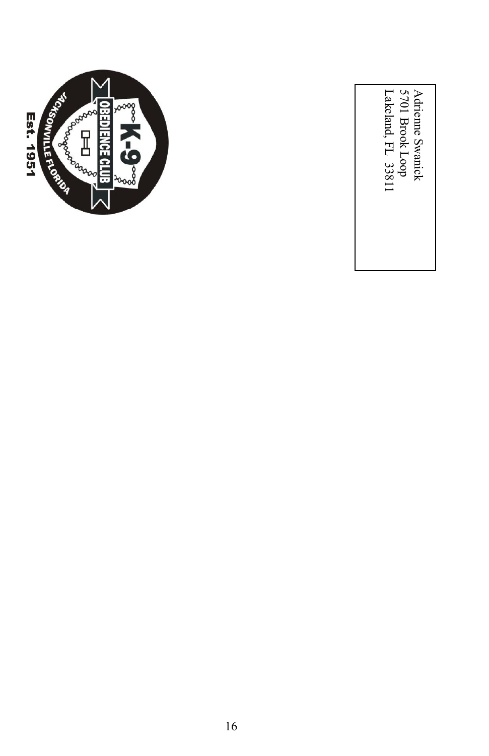K-9 OBEDIENCE CLUB

JACKSONVILLE FLORIDA

Est. 1951

Adrienne Swanick
5701 Brook Loop
Lakeland, FL 33811